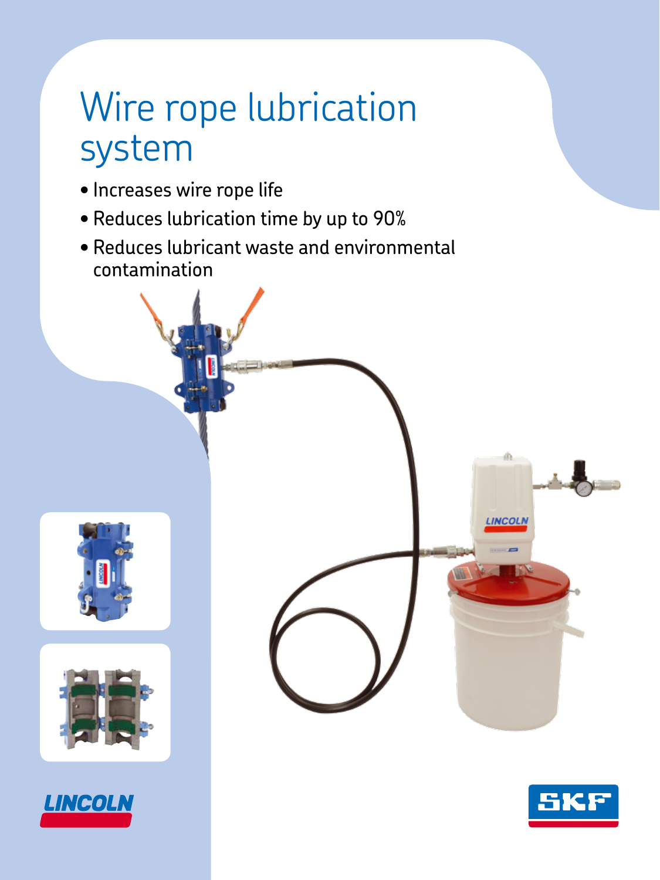# Wire rope lubrication system

- Increases wire rope life
- Reduces lubrication time by up to 90%
- Reduces lubricant waste and environmental contamination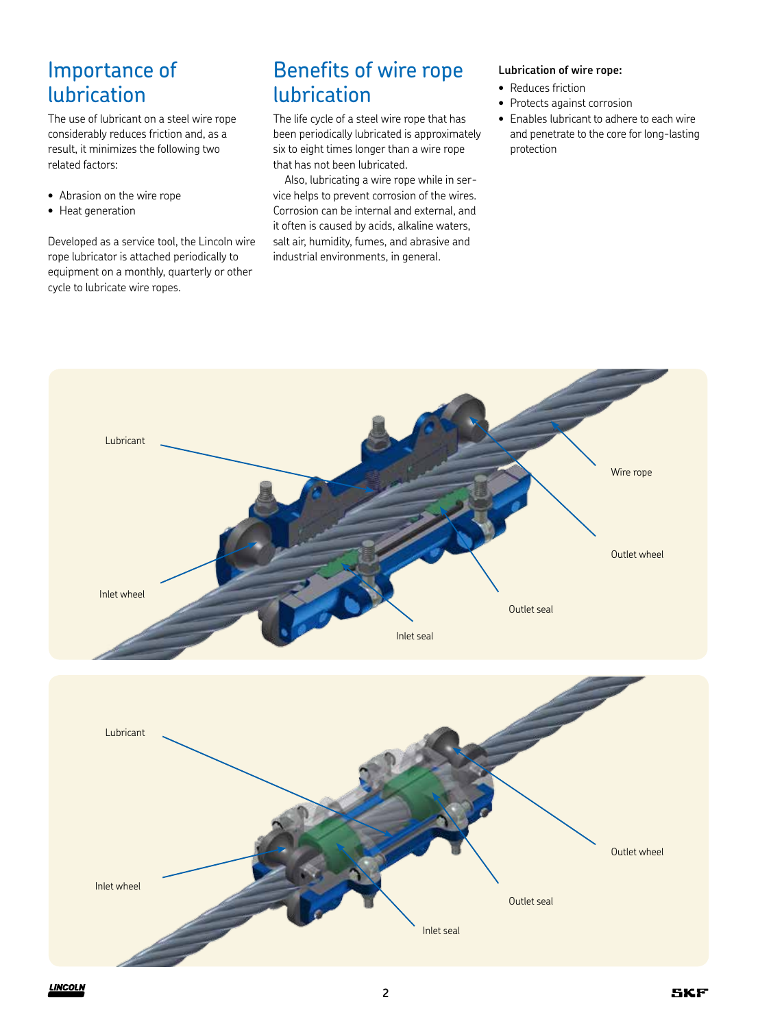# Importance of lubrication

The use of lubricant on a steel wire rope considerably reduces friction and, as a result, it minimizes the following two related factors:

- Abrasion on the wire rope
- Heat generation

Developed as a service tool, the Lincoln wire rope lubricator is attached periodically to equipment on a monthly, quarterly or other cycle to lubricate wire ropes.

# Benefits of wire rope lubrication

The life cycle of a steel wire rope that has been periodically lubricated is approximately six to eight times longer than a wire rope that has not been lubricated.

Also, lubricating a wire rope while in service helps to prevent corrosion of the wires. Corrosion can be internal and external, and it often is caused by acids, alkaline waters, salt air, humidity, fumes, and abrasive and industrial environments, in general.

**Lubrication of wire rope:**

- Reduces friction
- Protects against corrosion
- Enables lubricant to adhere to each wire and penetrate to the core for long-lasting protection

Lubricant

Wire rope

Outlet wheel

Inlet wheel

Outlet seal

Inlet seal

Lubricant

Outlet wheel

Inlet wheel

Outlet seal

Inlet seal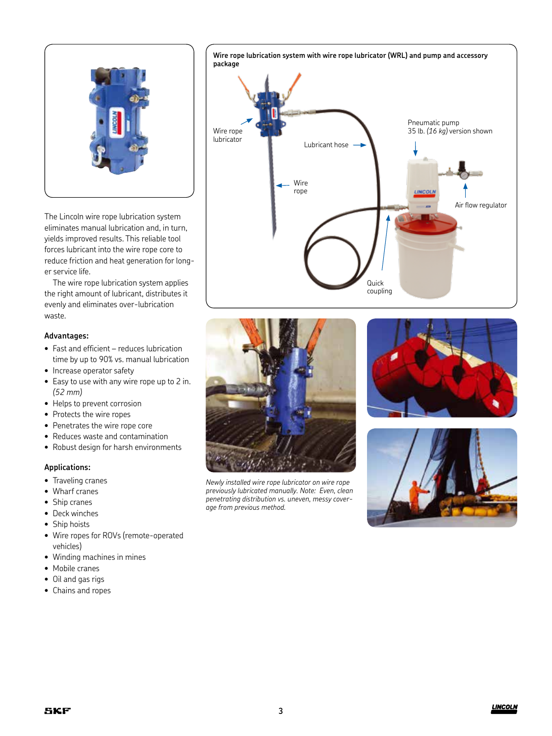The Lincoln wire rope lubrication system eliminates manual lubrication and, in turn, yields improved results. This reliable tool forces lubricant into the wire rope core to reduce friction and heat generation for longer service life.

The wire rope lubrication system applies the right amount of lubricant, distributes it evenly and eliminates over-lubrication waste.

**Advantages:**

- Fast and efficient – reduces lubrication time by up to 90% vs. manual lubrication
- Increase operator safety
- Easy to use with any wire rope up to 2 in. *(52 mm)*
- Helps to prevent corrosion
- Protects the wire ropes
- Penetrates the wire rope core
- Reduces waste and contamination
- Robust design for harsh environments

**Applications:**

- Traveling cranes
- Wharf cranes
- Ship cranes
- Deck winches
- Ship hoists
- Wire ropes for ROVs (remote-operated vehicles)
- Winding machines in mines
- Mobile cranes
- Oil and gas rigs
- Chains and ropes

**Wire rope lubrication system with wire rope lubricator (WRL) and pump and accessory package**

Wire rope lubricator

Lubricant hose

Wire rope

Pneumatic pump
35 lb. *(16 kg)* version shown

Air flow regulator

Quick coupling

*Newly installed wire rope lubricator on wire rope previously lubricated manually. Note: Even, clean penetrating distribution vs. uneven, messy coverage from previous method.*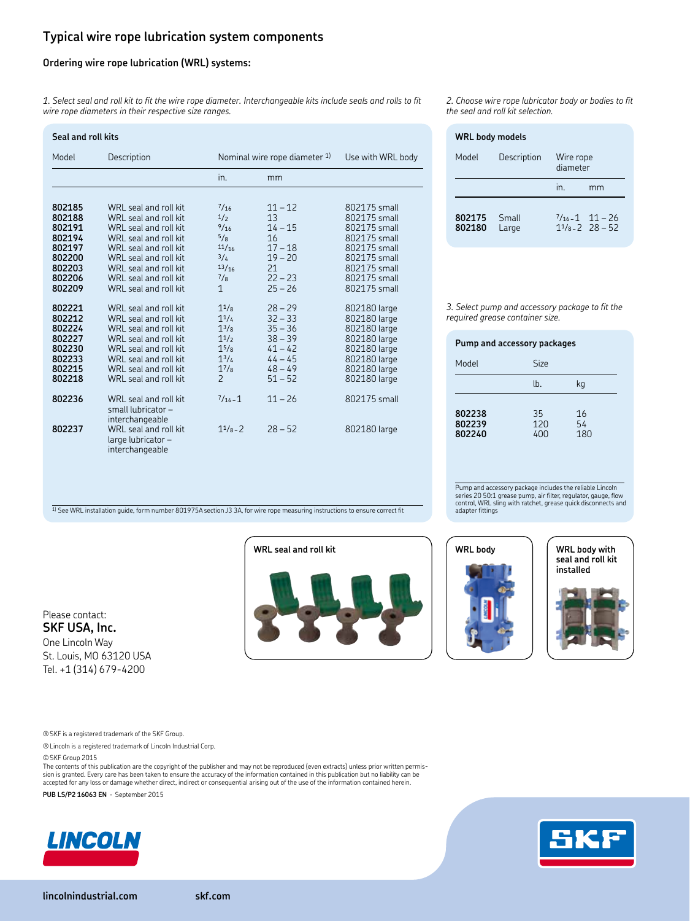## Typical wire rope lubrication system components

### Ordering wire rope lubrication (WRL) systems:

*1. Select seal and roll kit to fit the wire rope diameter. Interchangeable kits include seals and rolls to fit wire rope diameters in their respective size ranges.*

**Seal and roll kits**

| Model | Description | Nominal wire rope diameter [1] | | Use with WRL body |
|---|---|---|---|---|
| | | in. | mm | |
| **802185** | WRL seal and roll kit | 7/16 | 11 – 12 | 802175 small |
| **802188** | WRL seal and roll kit | 1/2 | 13 | 802175 small |
| **802191** | WRL seal and roll kit | 9/16 | 14 – 15 | 802175 small |
| **802194** | WRL seal and roll kit | 5/8 | 16 | 802175 small |
| **802197** | WRL seal and roll kit | 11/16 | 17 – 18 | 802175 small |
| **802200** | WRL seal and roll kit | 3/4 | 19 – 20 | 802175 small |
| **802203** | WRL seal and roll kit | 13/16 | 21 | 802175 small |
| **802206** | WRL seal and roll kit | 7/8 | 22 – 23 | 802175 small |
| **802209** | WRL seal and roll kit | 1 | 25 – 26 | 802175 small |
| **802221** | WRL seal and roll kit | 1 1/8 | 28 – 29 | 802180 large |
| **802212** | WRL seal and roll kit | 1 1/4 | 32 – 33 | 802180 large |
| **802224** | WRL seal and roll kit | 1 3/8 | 35 – 36 | 802180 large |
| **802227** | WRL seal and roll kit | 1 1/2 | 38 – 39 | 802180 large |
| **802230** | WRL seal and roll kit | 1 5/8 | 41 – 42 | 802180 large |
| **802233** | WRL seal and roll kit | 1 3/4 | 44 – 45 | 802180 large |
| **802215** | WRL seal and roll kit | 1 7/8 | 48 – 49 | 802180 large |
| **802218** | WRL seal and roll kit | 2 | 51 – 52 | 802180 large |
| **802236** | WRL seal and roll kit small lubricator – interchangeable | 7/16 - 1 | 11 – 26 | 802175 small |
| **802237** | WRL seal and roll kit large lubricator – interchangeable | 1 1/8 - 2 | 28 – 52 | 802180 large |

[1] See WRL installation guide, form number 801975A section J3 3A, for wire rope measuring instructions to ensure correct fit

*2. Choose wire rope lubricator body or bodies to fit the seal and roll kit selection.*

**WRL body models**

| Model | Description | Wire rope diameter | |
|---|---|---|---|
| | | in. | mm |
| **802175** | Small | 7/16 - 1 | 11 – 26 |
| **802180** | Large | 1 1/8 - 2 | 28 – 52 |

*3. Select pump and accessory package to fit the required grease container size.*

**Pump and accessory packages**

| Model | Size | |
|---|---|---|
| | lb. | kg |
| **802238** | 35 | 16 |
| **802239** | 120 | 54 |
| **802240** | 400 | 180 |

Pump and accessory package includes the reliable Lincoln series 20 50:1 grease pump, air filter, regulator, gauge, flow control, WRL sling with ratchet, grease quick disconnects and adapter fittings

**WRL seal and roll kit**

**WRL body**

**WRL body with seal and roll kit installed**

Please contact:
**SKF USA, Inc.**
One Lincoln Way
St. Louis, MO 63120 USA
Tel. +1 (314) 679-4200

® SKF is a registered trademark of the SKF Group.

® Lincoln is a registered trademark of Lincoln Industrial Corp.

© SKF Group 2015
The contents of this publication are the copyright of the publisher and may not be reproduced (even extracts) unless prior written permission is granted. Every care has been taken to ensure the accuracy of the information contained in this publication but no liability can be accepted for any loss or damage whether direct, indirect or consequential arising out of the use of the information contained herein.

**PUB LS/P2 16063 EN** · September 2015

lincolnindustrial.com    skf.com